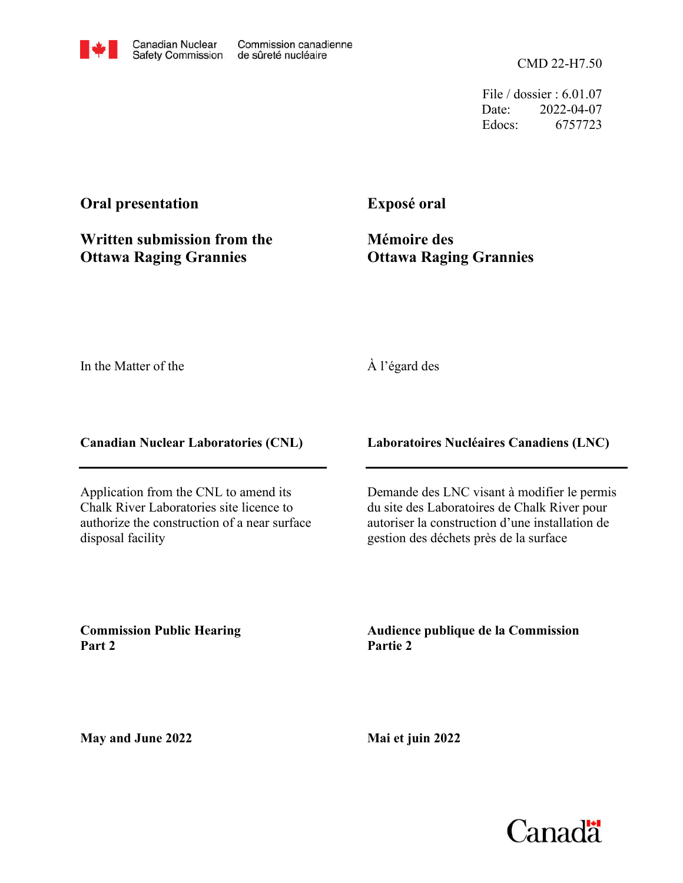Canadian Nuclear Safety Commission | Commission canadienne de sûreté nucléaire

CMD 22-H7.50

File / dossier : 6.01.07
Date: 2022-04-07
Edocs: 6757723

## Oral presentation

## Written submission from the Ottawa Raging Grannies

## Exposé oral

## Mémoire des Ottawa Raging Grannies

In the Matter of the

À l'égard des

**Canadian Nuclear Laboratories (CNL)**

**Laboratoires Nucléaires Canadiens (LNC)**

Application from the CNL to amend its Chalk River Laboratories site licence to authorize the construction of a near surface disposal facility

Demande des LNC visant à modifier le permis du site des Laboratoires de Chalk River pour autoriser la construction d'une installation de gestion des déchets près de la surface

**Commission Public Hearing**
**Part 2**

**Audience publique de la Commission**
**Partie 2**

**May and June 2022**

**Mai et juin 2022**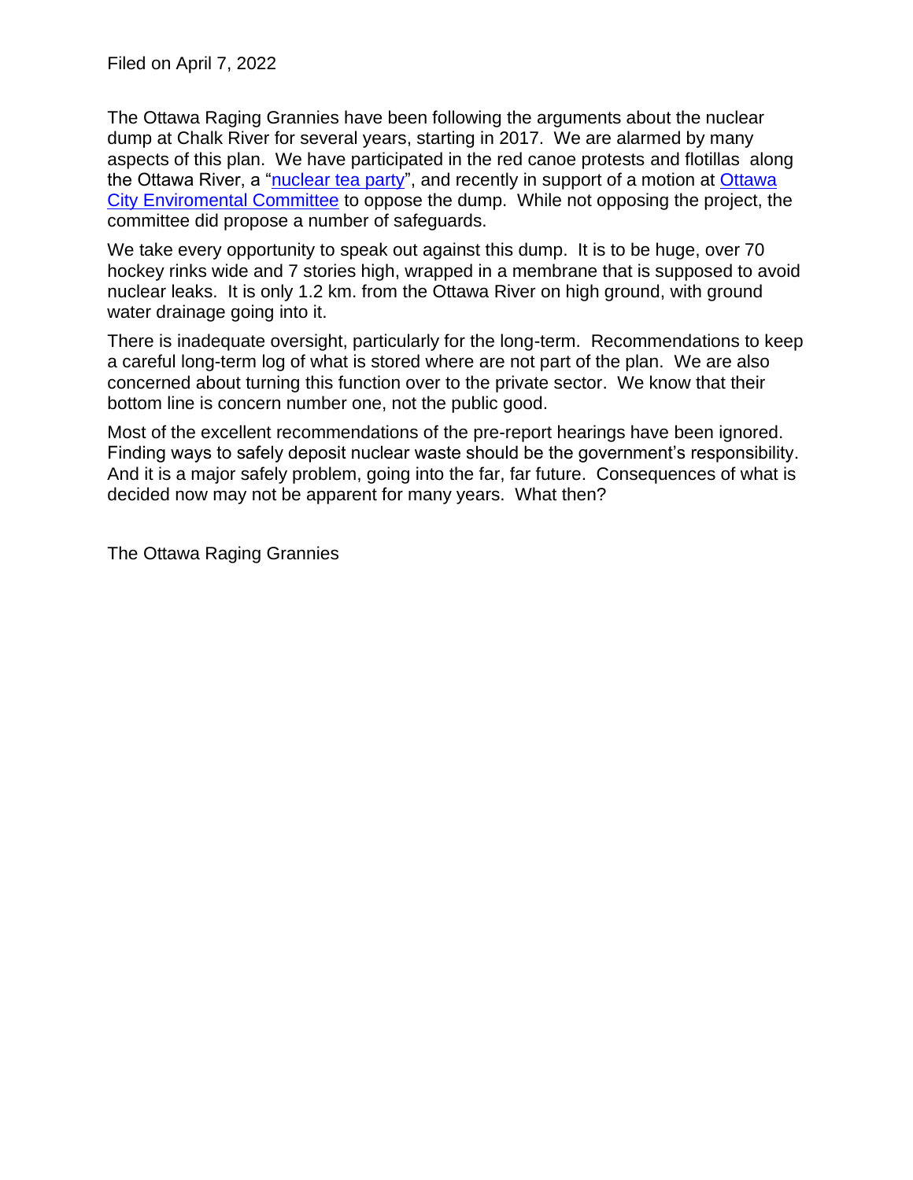Filed on April 7, 2022

The Ottawa Raging Grannies have been following the arguments about the nuclear dump at Chalk River for several years, starting in 2017. We are alarmed by many aspects of this plan. We have participated in the red canoe protests and flotillas along the Ottawa River, a "nuclear tea party", and recently in support of a motion at Ottawa City Enviromental Committee to oppose the dump. While not opposing the project, the committee did propose a number of safeguards.

We take every opportunity to speak out against this dump. It is to be huge, over 70 hockey rinks wide and 7 stories high, wrapped in a membrane that is supposed to avoid nuclear leaks. It is only 1.2 km. from the Ottawa River on high ground, with ground water drainage going into it.

There is inadequate oversight, particularly for the long-term. Recommendations to keep a careful long-term log of what is stored where are not part of the plan. We are also concerned about turning this function over to the private sector. We know that their bottom line is concern number one, not the public good.

Most of the excellent recommendations of the pre-report hearings have been ignored. Finding ways to safely deposit nuclear waste should be the government's responsibility. And it is a major safely problem, going into the far, far future. Consequences of what is decided now may not be apparent for many years. What then?

The Ottawa Raging Grannies